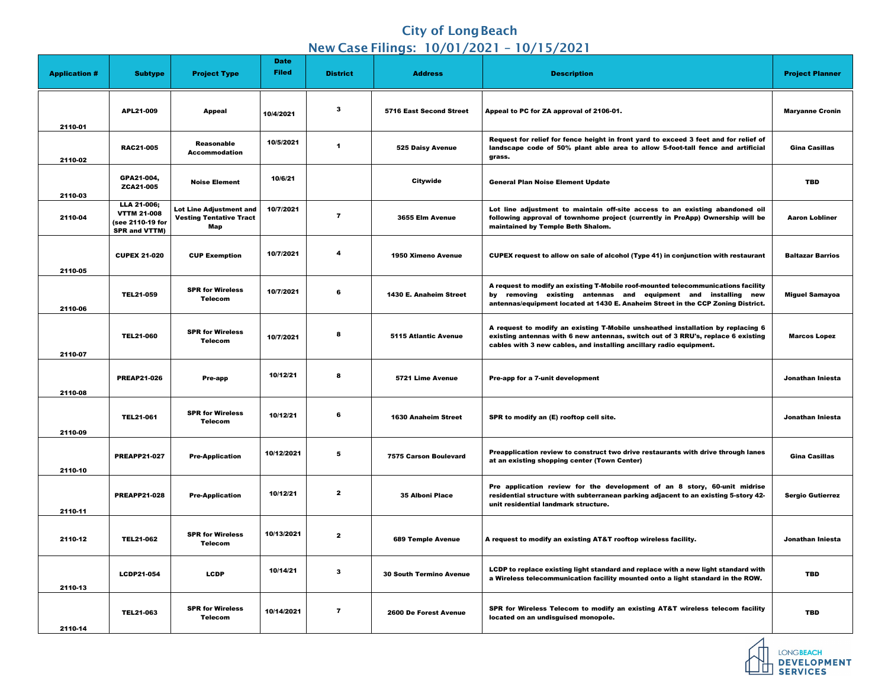# City of Long Beach

## New Case Filings: 10/01/2021 – 10/15/2021

| Application # | Subtype | Project Type | Date Filed | District | Address | Description | Project Planner |
|---|---|---|---|---|---|---|---|
| 2110-01 | APL21-009 | Appeal | 10/4/2021 | 3 | 5716 East Second Street | Appeal to PC for ZA approval of 2106-01. | Maryanne Cronin |
| 2110-02 | RAC21-005 | Reasonable Accommodation | 10/5/2021 | 1 | 525 Daisy Avenue | Request for relief for fence height in front yard to exceed 3 feet and for relief of landscape code of 50% plant able area to allow 5-foot-tall fence and artificial grass. | Gina Casillas |
| 2110-03 | GPA21-004, ZCA21-005 | Noise Element | 10/6/21 | | Citywide | General Plan Noise Element Update | TBD |
| 2110-04 | LLA 21-006; VTTM 21-008 (see 2110-19 for SPR and VTTM) | Lot Line Adjustment and Vesting Tentative Tract Map | 10/7/2021 | 7 | 3655 Elm Avenue | Lot line adjustment to maintain off-site access to an existing abandoned oil following approval of townhome project (currently in PreApp) Ownership will be maintained by Temple Beth Shalom. | Aaron Lobliner |
| 2110-05 | CUPEX 21-020 | CUP Exemption | 10/7/2021 | 4 | 1950 Ximeno Avenue | CUPEX request to allow on sale of alcohol (Type 41) in conjunction with restaurant | Baltazar Barrios |
| 2110-06 | TEL21-059 | SPR for Wireless Telecom | 10/7/2021 | 6 | 1430 E. Anaheim Street | A request to modify an existing T-Mobile roof-mounted telecommunications facility by removing existing antennas and equipment and installing new antennas/equipment located at 1430 E. Anaheim Street in the CCP Zoning District. | Miguel Samayoa |
| 2110-07 | TEL21-060 | SPR for Wireless Telecom | 10/7/2021 | 8 | 5115 Atlantic Avenue | A request to modify an existing T-Mobile unsheathed installation by replacing 6 existing antennas with 6 new antennas, switch out of 3 RRU's, replace 6 existing cables with 3 new cables, and installing ancillary radio equipment. | Marcos Lopez |
| 2110-08 | PREAP21-026 | Pre-app | 10/12/21 | 8 | 5721 Lime Avenue | Pre-app for a 7-unit development | Jonathan Iniesta |
| 2110-09 | TEL21-061 | SPR for Wireless Telecom | 10/12/21 | 6 | 1630 Anaheim Street | SPR to modify an (E) rooftop cell site. | Jonathan Iniesta |
| 2110-10 | PREAPP21-027 | Pre-Application | 10/12/2021 | 5 | 7575 Carson Boulevard | Preapplication review to construct two drive restaurants with drive through lanes at an existing shopping center (Town Center) | Gina Casillas |
| 2110-11 | PREAPP21-028 | Pre-Application | 10/12/21 | 2 | 35 Alboni Place | Pre application review for the development of an 8 story, 60-unit midrise residential structure with subterranean parking adjacent to an existing 5-story 42-unit residential landmark structure. | Sergio Gutierrez |
| 2110-12 | TEL21-062 | SPR for Wireless Telecom | 10/13/2021 | 2 | 689 Temple Avenue | A request to modify an existing AT&T rooftop wireless facility. | Jonathan Iniesta |
| 2110-13 | LCDP21-054 | LCDP | 10/14/21 | 3 | 30 South Termino Avenue | LCDP to replace existing light standard and replace with a new light standard with a Wireless telecommunication facility mounted onto a light standard in the ROW. | TBD |
| 2110-14 | TEL21-063 | SPR for Wireless Telecom | 10/14/2021 | 7 | 2600 De Forest Avenue | SPR for Wireless Telecom to modify an existing AT&T wireless telecom facility located on an undisguised monopole. | TBD |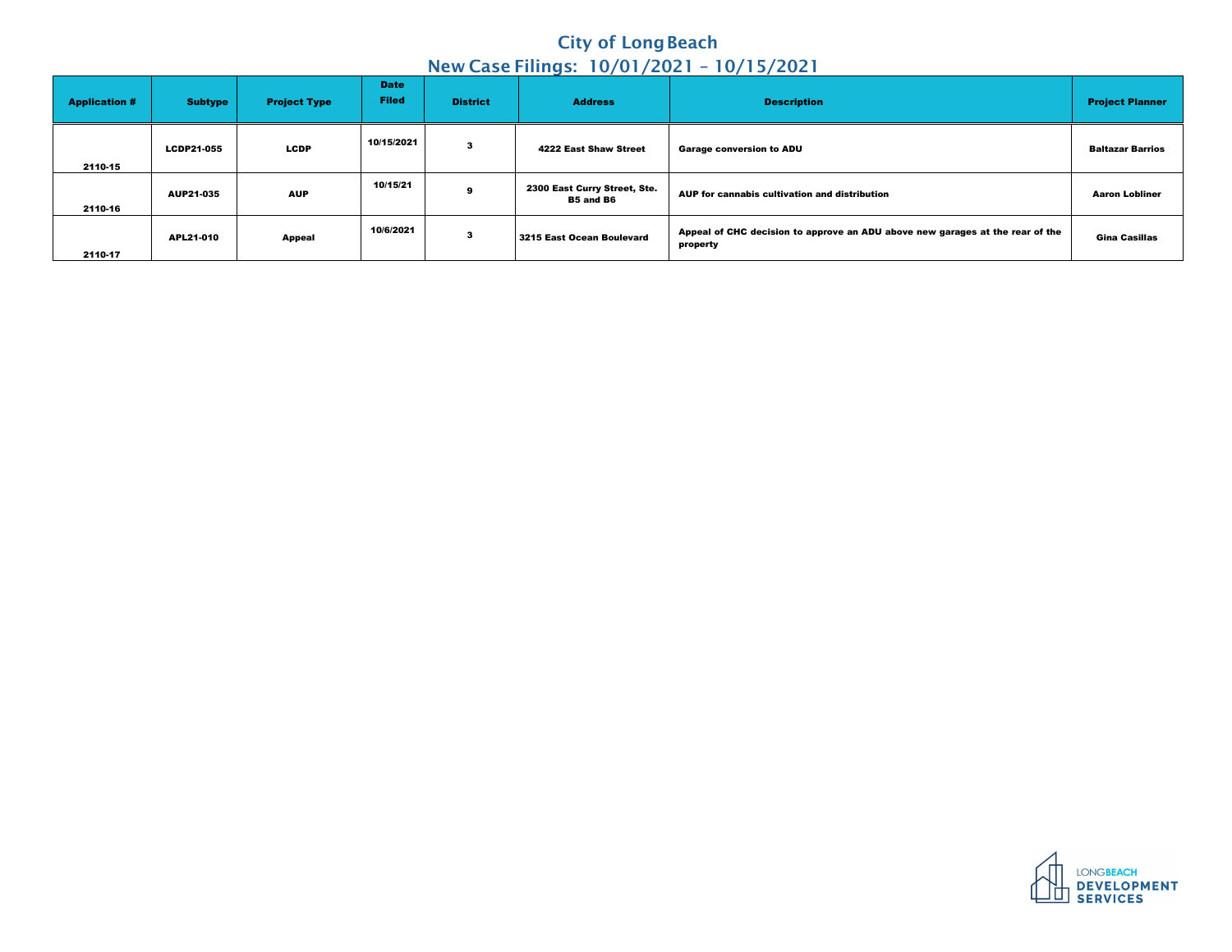# City of Long Beach
## New Case Filings: 10/01/2021 - 10/15/2021

| Application # | Subtype | Project Type | Date Filed | District | Address | Description | Project Planner |
|---|---|---|---|---|---|---|---|
| 2110-15 | LCDP21-055 | LCDP | 10/15/2021 | 3 | 4222 East Shaw Street | Garage conversion to ADU | Baltazar Barrios |
| 2110-16 | AUP21-035 | AUP | 10/15/21 | 9 | 2300 East Curry Street, Ste. B5 and B6 | AUP for cannabis cultivation and distribution | Aaron Lobliner |
| 2110-17 | APL21-010 | Appeal | 10/6/2021 | 3 | 3215 East Ocean Boulevard | Appeal of CHC decision to approve an ADU above new garages at the rear of the property | Gina Casillas |

LONG BEACH DEVELOPMENT SERVICES